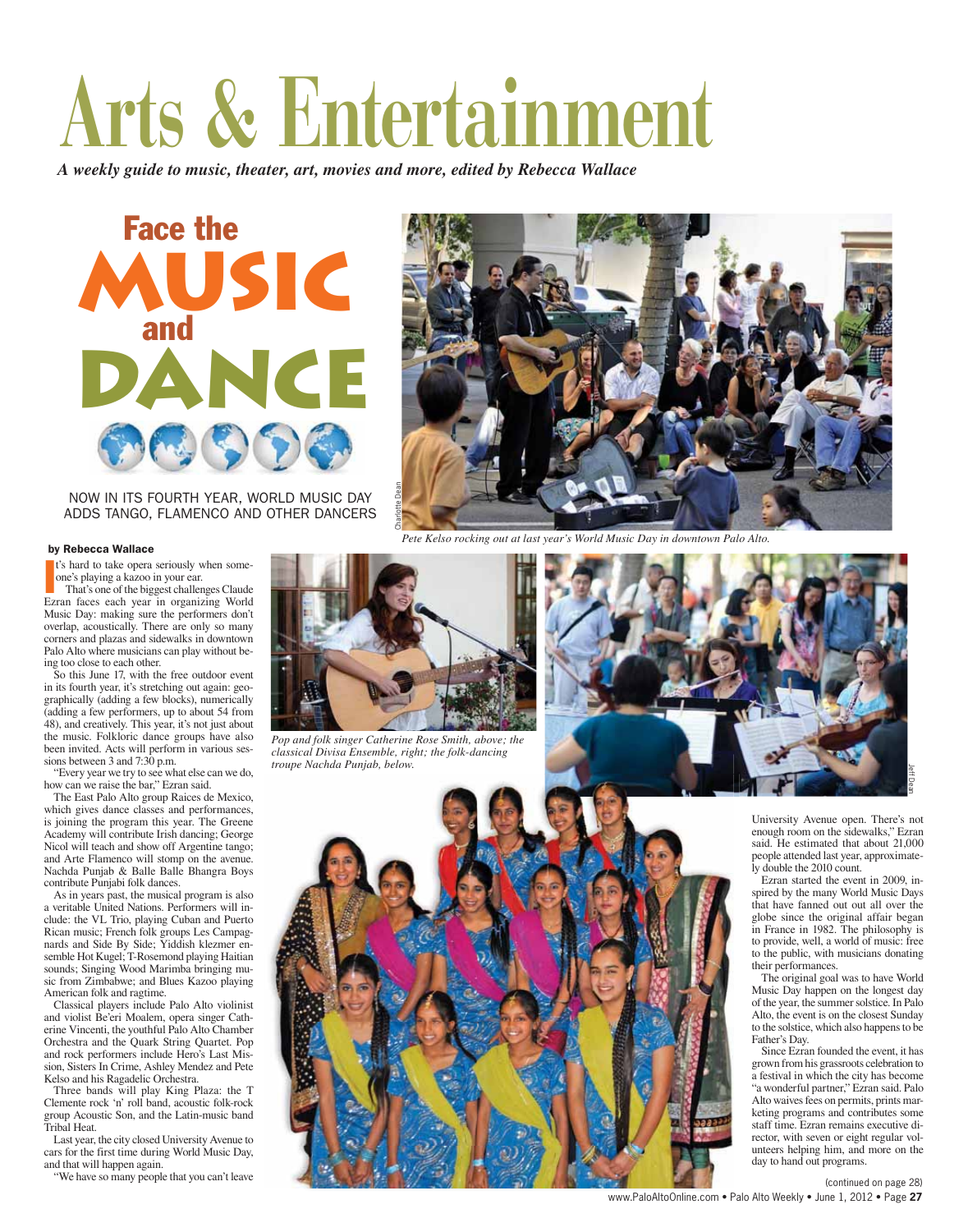# Arts & Entertainment

*A weekly guide to music, theater, art, movies and more, edited by Rebecca Wallace*

## Face the MUSIC and DANCE

NOW IN ITS FOURTH YEAR, WORLD MUSIC DAY ADDS TANGO, FLAMENCO AND OTHER DANCERS

*Pete Kelso rocking out at last year's World Music Day in downtown Palo Alto.*

**by Rebecca Wallace**

It's hard to take opera seriously when someone's playing a kazoo in your ear.

That's one of the biggest challenges Claude Ezran faces each year in organizing World Music Day: making sure the performers don't overlap, acoustically. There are only so many corners and plazas and sidewalks in downtown Palo Alto where musicians can play without being too close to each other.

So this June 17, with the free outdoor event in its fourth year, it's stretching out again: geographically (adding a few blocks), numerically (adding a few performers, up to about 54 from 48), and creatively. This year, it's not just about the music. Folkloric dance groups have also been invited. Acts will perform in various sessions between 3 and 7:30 p.m.

"Every year we try to see what else can we do, how can we raise the bar," Ezran said.

The East Palo Alto group Raices de Mexico, which gives dance classes and performances, is joining the program this year. The Greene Academy will contribute Irish dancing; George Nicol will teach and show off Argentine tango; and Arte Flamenco will stomp on the avenue. Nachda Punjab & Balle Balle Bhangra Boys contribute Punjabi folk dances.

As in years past, the musical program is also a veritable United Nations. Performers will include: the VL Trio, playing Cuban and Puerto Rican music; French folk groups Les Campagnards and Side By Side; Yiddish klezmer ensemble Hot Kugel; T-Rosemond playing Haitian sounds; Singing Wood Marimba bringing music from Zimbabwe; and Blues Kazoo playing American folk and ragtime.

Classical players include Palo Alto violinist and violist Be'eri Moalem, opera singer Catherine Vincenti, the youthful Palo Alto Chamber Orchestra and the Quark String Quartet. Pop and rock performers include Hero's Last Mission, Sisters In Crime, Ashley Mendez and Pete Kelso and his Ragadelic Orchestra.

Three bands will play King Plaza: the T Clemente rock 'n' roll band, acoustic folk-rock group Acoustic Son, and the Latin-music band Tribal Heat.

Last year, the city closed University Avenue to cars for the first time during World Music Day, and that will happen again.

"We have so many people that you can't leave University Avenue open. There's not enough room on the sidewalks," Ezran said. He estimated that about 21,000 people attended last year, approximately double the 2010 count.

Ezran started the event in 2009, inspired by the many World Music Days that have fanned out out all over the globe since the original affair began in France in 1982. The philosophy is to provide, well, a world of music: free to the public, with musicians donating their performances.

The original goal was to have World Music Day happen on the longest day of the year, the summer solstice. In Palo Alto, the event is on the closest Sunday to the solstice, which also happens to be Father's Day.

Since Ezran founded the event, it has grown from his grassroots celebration to a festival in which the city has become "a wonderful partner," Ezran said. Palo Alto waives fees on permits, prints marketing programs and contributes some staff time. Ezran remains executive director, with seven or eight regular volunteers helping him, and more on the day to hand out programs.

*Pop and folk singer Catherine Rose Smith, above; the classical Divisa Ensemble, right; the folk-dancing troupe Nachda Punjab, below.*

(continued on page 28)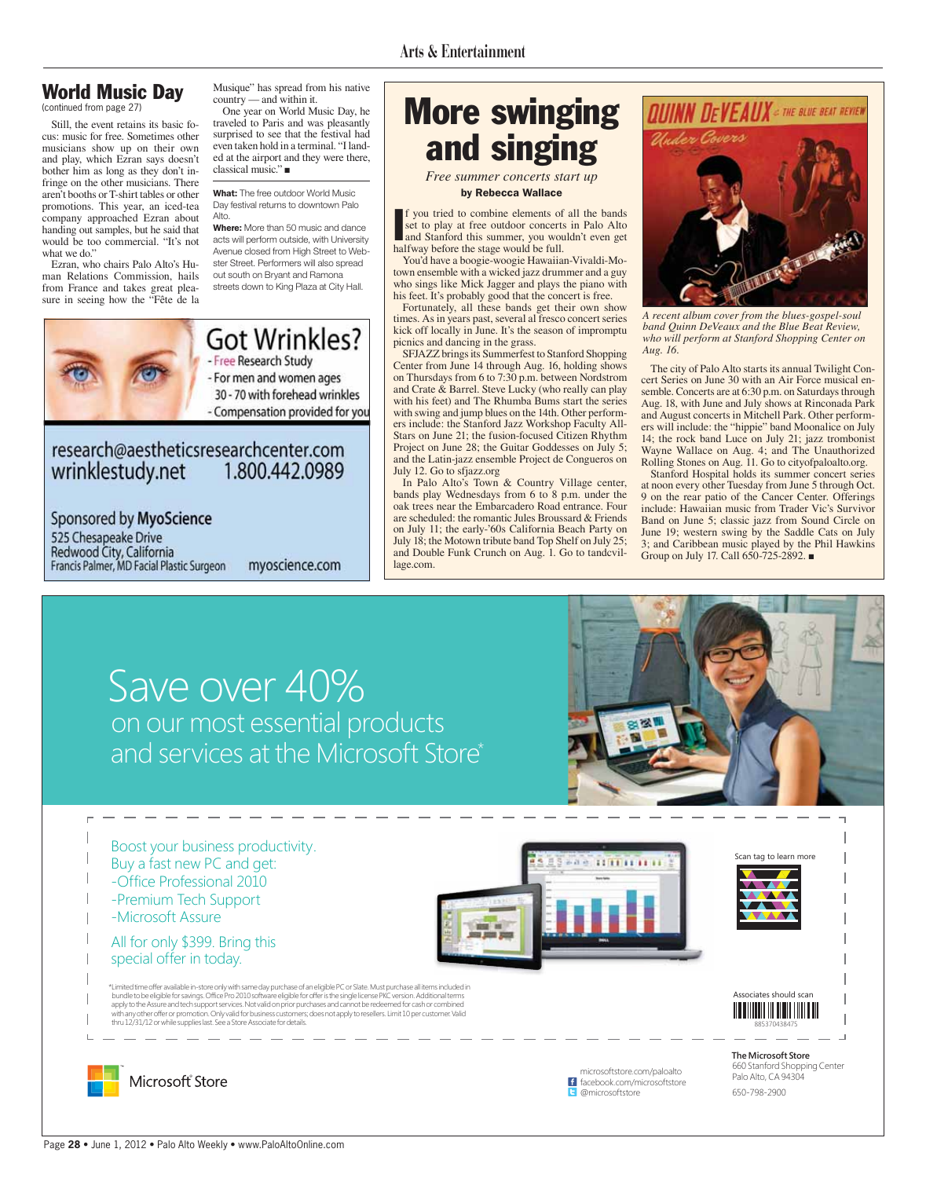## World Music Day

(continued from page 27)

Still, the event retains its basic focus: music for free. Sometimes other musicians show up on their own and play, which Ezran says doesn't bother him as long as they don't infringe on the other musicians. There aren't booths or T-shirt tables or other promotions. This year, an iced-tea company approached Ezran about handing out samples, but he said that would be too commercial. "It's not what we do."

Ezran, who chairs Palo Alto's Human Relations Commission, hails from France and takes great pleasure in seeing how the "Fête de la Musique" has spread from his native country — and within it.

One year on World Music Day, he traveled to Paris and was pleasantly surprised to see that the festival had even taken hold in a terminal. "I landed at the airport and they were there, classical music." ■

**What:** The free outdoor World Music Day festival returns to downtown Palo Alto.

**Where:** More than 50 music and dance acts will perform outside, with University Avenue closed from High Street to Webster Street. Performers will also spread out south on Bryant and Ramona streets down to King Plaza at City Hall.

Got Wrinkles?
- Free Research Study
- For men and women ages 30 - 70 with forehead wrinkles
- Compensation provided for you

research@aestheticsresearchcenter.com
wrinklestudy.net 1.800.442.0989

Sponsored by MyoScience
525 Chesapeake Drive
Redwood City, California
Francis Palmer, MD Facial Plastic Surgeon myoscience.com

# More swinging and singing

*Free summer concerts start up*

**by Rebecca Wallace**

If you tried to combine elements of all the bands set to play at free outdoor concerts in Palo Alto and Stanford this summer, you wouldn't even get halfway before the stage would be full.

You'd have a boogie-woogie Hawaiian-Vivaldi-Motown ensemble with a wicked jazz drummer and a guy who sings like Mick Jagger and plays the piano with his feet. It's probably good that the concert is free.

Fortunately, all these bands get their own show times. As in years past, several al fresco concert series kick off locally in June. It's the season of impromptu picnics and dancing in the grass.

SFJAZZ brings its Summerfest to Stanford Shopping Center from June 14 through Aug. 16, holding shows on Thursdays from 6 to 7:30 p.m. between Nordstrom and Crate & Barrel. Steve Lucky (who really can play with his feet) and The Rhumba Bums start the series with swing and jump blues on the 14th. Other performers include: the Stanford Jazz Workshop Faculty All-Stars on June 21; the fusion-focused Citizen Rhythm Project on June 28; the Guitar Goddesses on July 5; and the Latin-jazz ensemble Project de Congueros on July 12. Go to sfjazz.org

In Palo Alto's Town & Country Village center, bands play Wednesdays from 6 to 8 p.m. under the oak trees near the Embarcadero Road entrance. Four are scheduled: the romantic Jules Broussard & Friends on July 11; the early-'60s California Beach Party on July 18; the Motown tribute band Top Shelf on July 25; and Double Funk Crunch on Aug. 1. Go to tandcvillage.com.

*A recent album cover from the blues-gospel-soul band Quinn DeVeaux and the Blue Beat Review, who will perform at Stanford Shopping Center on Aug. 16.*

The city of Palo Alto starts its annual Twilight Concert Series on June 30 with an Air Force musical ensemble. Concerts are at 6:30 p.m. on Saturdays through Aug. 18, with June and July shows at Rinconada Park and August concerts in Mitchell Park. Other performers will include: the "hippie" band Moonalice on July 14; the rock band Luce on July 21; jazz trombonist Wayne Wallace on Aug. 4; and The Unauthorized Rolling Stones on Aug. 11. Go to cityofpaloalto.org.

Stanford Hospital holds its summer concert series at noon every other Tuesday from June 5 through Oct. 9 on the rear patio of the Cancer Center. Offerings include: Hawaiian music from Trader Vic's Survivor Band on June 5; classic jazz from Sound Circle on June 19; western swing by the Saddle Cats on July 3; and Caribbean music played by the Phil Hawkins Group on July 17. Call 650-725-2892. ■

Save over 40%
on our most essential products and services at the Microsoft Store*

Boost your business productivity.
Buy a fast new PC and get:
-Office Professional 2010
-Premium Tech Support
-Microsoft Assure

All for only $399. Bring this special offer in today.

*Limited time offer available in-store only with same day purchase of an eligible PC or Slate. Must purchase all items included in bundle to be eligible for savings. Office Pro 2010 software eligible for offer is the single license PKC version. Additional terms apply to the Assure and tech support services. Not valid on prior purchases and cannot be redeemed for cash or combined with any other offer or promotion. Only valid for business customers; does not apply to resellers. Limit 10 per customer. Valid thru 12/31/12 or while supplies last. See a Store Associate for details.

Scan tag to learn more

Associates should scan

885370438475

Microsoft Store

microsoftstore.com/paloalto
facebook.com/microsoftstore
@microsoftstore

The Microsoft Store
660 Stanford Shopping Center
Palo Alto, CA 94304
650-798-2900